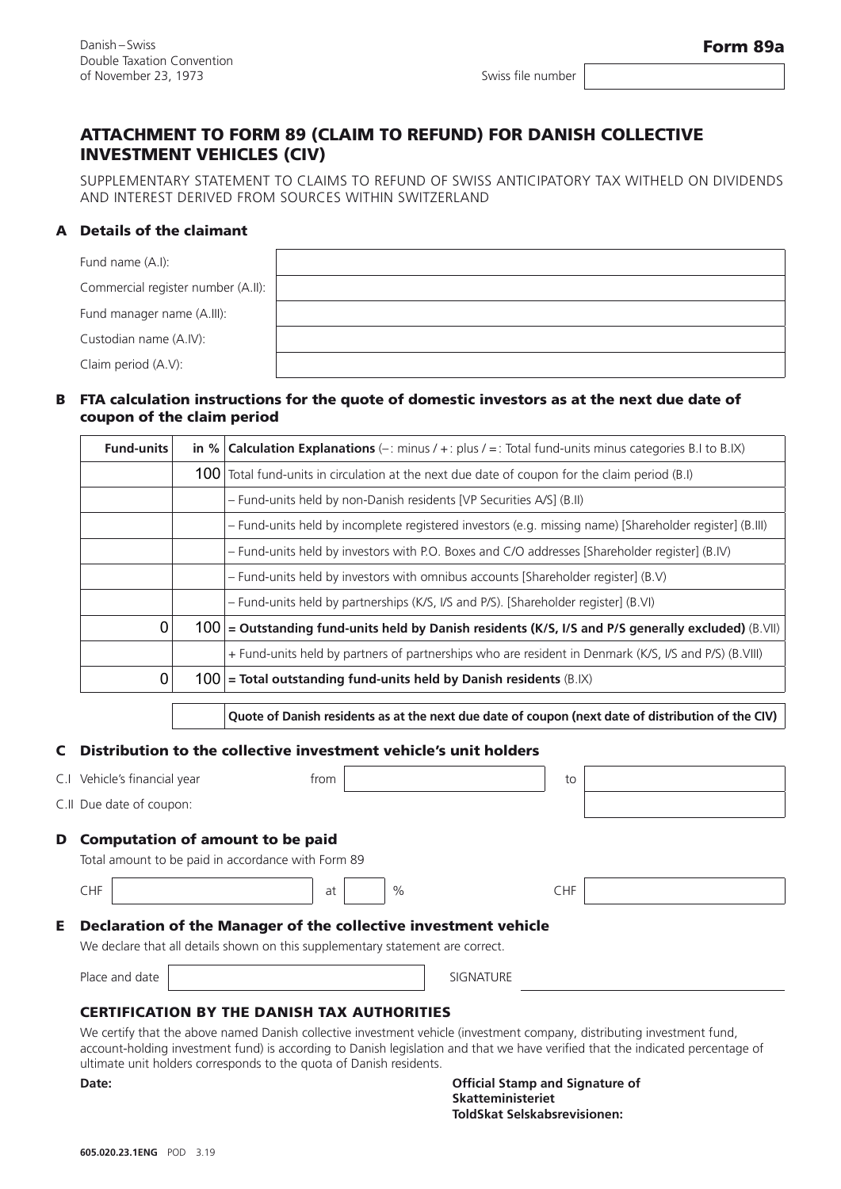Danish – Swiss
Double Taxation Convention
of November 23, 1973

**Form 89a**

Swiss file number

# ATTACHMENT TO FORM 89 (CLAIM TO REFUND) FOR DANISH COLLECTIVE INVESTMENT VEHICLES (CIV)

SUPPLEMENTARY STATEMENT TO CLAIMS TO REFUND OF SWISS ANTICIPATORY TAX WITHELD ON DIVIDENDS AND INTEREST DERIVED FROM SOURCES WITHIN SWITZERLAND

## A Details of the claimant

| | |
|---|---|
| Fund name (A.I): | |
| Commercial register number (A.II): | |
| Fund manager name (A.III): | |
| Custodian name (A.IV): | |
| Claim period (A.V): | |

## B FTA calculation instructions for the quote of domestic investors as at the next due date of coupon of the claim period

| Fund-units | in % | Calculation Explanations (–: minus / +: plus / =: Total fund-units minus categories B.I to B.IX) |
|---|---|---|
| | 100 | Total fund-units in circulation at the next due date of coupon for the claim period (B.I) |
| | | – Fund-units held by non-Danish residents [VP Securities A/S] (B.II) |
| | | – Fund-units held by incomplete registered investors (e.g. missing name) [Shareholder register] (B.III) |
| | | – Fund-units held by investors with P.O. Boxes and C/O addresses [Shareholder register] (B.IV) |
| | | – Fund-units held by investors with omnibus accounts [Shareholder register] (B.V) |
| | | – Fund-units held by partnerships (K/S, I/S and P/S). [Shareholder register] (B.VI) |
| 0 | 100 | **= Outstanding fund-units held by Danish residents (K/S, I/S and P/S generally excluded)** (B.VII) |
| | | + Fund-units held by partners of partnerships who are resident in Denmark (K/S, I/S and P/S) (B.VIII) |
| 0 | 100 | **= Total outstanding fund-units held by Danish residents** (B.IX) |
| | | **Quote of Danish residents as at the next due date of coupon (next date of distribution of the CIV)** |

## C Distribution to the collective investment vehicle's unit holders

C.I Vehicle's financial year from ____________ to ____________

C.II Due date of coupon: ____________

## D Computation of amount to be paid

Total amount to be paid in accordance with Form 89

CHF ____________ at ____ % CHF ____________

## E Declaration of the Manager of the collective investment vehicle

We declare that all details shown on this supplementary statement are correct.

Place and date ____________ SIGNATURE ____________

## CERTIFICATION BY THE DANISH TAX AUTHORITIES

We certify that the above named Danish collective investment vehicle (investment company, distributing investment fund, account-holding investment fund) is according to Danish legislation and that we have verified that the indicated percentage of ultimate unit holders corresponds to the quota of Danish residents.

**Date:**

**Official Stamp and Signature of Skatteministeriet ToldSkat Selskabsrevisionen:**

605.020.23.1ENG POD 3.19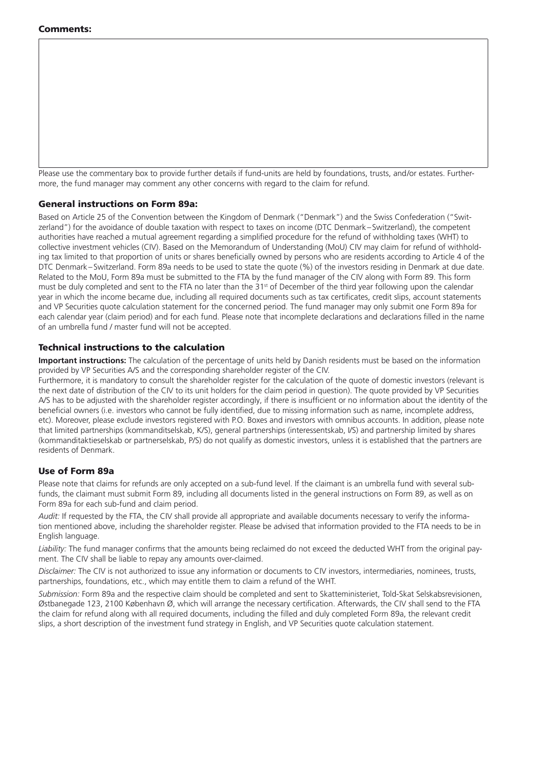**Comments:**

Please use the commentary box to provide further details if fund-units are held by foundations, trusts, and/or estates. Furthermore, the fund manager may comment any other concerns with regard to the claim for refund.

### General instructions on Form 89a:

Based on Article 25 of the Convention between the Kingdom of Denmark ("Denmark") and the Swiss Confederation ("Switzerland") for the avoidance of double taxation with respect to taxes on income (DTC Denmark – Switzerland), the competent authorities have reached a mutual agreement regarding a simplified procedure for the refund of withholding taxes (WHT) to collective investment vehicles (CIV). Based on the Memorandum of Understanding (MoU) CIV may claim for refund of withholding tax limited to that proportion of units or shares beneficially owned by persons who are residents according to Article 4 of the DTC Denmark – Switzerland. Form 89a needs to be used to state the quote (%) of the investors residing in Denmark at due date. Related to the MoU, Form 89a must be submitted to the FTA by the fund manager of the CIV along with Form 89. This form must be duly completed and sent to the FTA no later than the 31st of December of the third year following upon the calendar year in which the income became due, including all required documents such as tax certificates, credit slips, account statements and VP Securities quote calculation statement for the concerned period. The fund manager may only submit one Form 89a for each calendar year (claim period) and for each fund. Please note that incomplete declarations and declarations filled in the name of an umbrella fund / master fund will not be accepted.

### Technical instructions to the calculation

**Important instructions:** The calculation of the percentage of units held by Danish residents must be based on the information provided by VP Securities A/S and the corresponding shareholder register of the CIV.

Furthermore, it is mandatory to consult the shareholder register for the calculation of the quote of domestic investors (relevant is the next date of distribution of the CIV to its unit holders for the claim period in question). The quote provided by VP Securities A/S has to be adjusted with the shareholder register accordingly, if there is insufficient or no information about the identity of the beneficial owners (i.e. investors who cannot be fully identified, due to missing information such as name, incomplete address, etc). Moreover, please exclude investors registered with P.O. Boxes and investors with omnibus accounts. In addition, please note that limited partnerships (kommanditselskab, K/S), general partnerships (interessentskab, I/S) and partnership limited by shares (kommanditaktieselskab or partnerselskab, P/S) do not qualify as domestic investors, unless it is established that the partners are residents of Denmark.

### Use of Form 89a

Please note that claims for refunds are only accepted on a sub-fund level. If the claimant is an umbrella fund with several sub-funds, the claimant must submit Form 89, including all documents listed in the general instructions on Form 89, as well as on Form 89a for each sub-fund and claim period.

*Audit:* If requested by the FTA, the CIV shall provide all appropriate and available documents necessary to verify the information mentioned above, including the shareholder register. Please be advised that information provided to the FTA needs to be in English language.

*Liability:* The fund manager confirms that the amounts being reclaimed do not exceed the deducted WHT from the original payment. The CIV shall be liable to repay any amounts over-claimed.

*Disclaimer:* The CIV is not authorized to issue any information or documents to CIV investors, intermediaries, nominees, trusts, partnerships, foundations, etc., which may entitle them to claim a refund of the WHT.

*Submission:* Form 89a and the respective claim should be completed and sent to Skatteministeriet, Told-Skat Selskabsrevisionen, Østbanegade 123, 2100 København Ø, which will arrange the necessary certification. Afterwards, the CIV shall send to the FTA the claim for refund along with all required documents, including the filled and duly completed Form 89a, the relevant credit slips, a short description of the investment fund strategy in English, and VP Securities quote calculation statement.